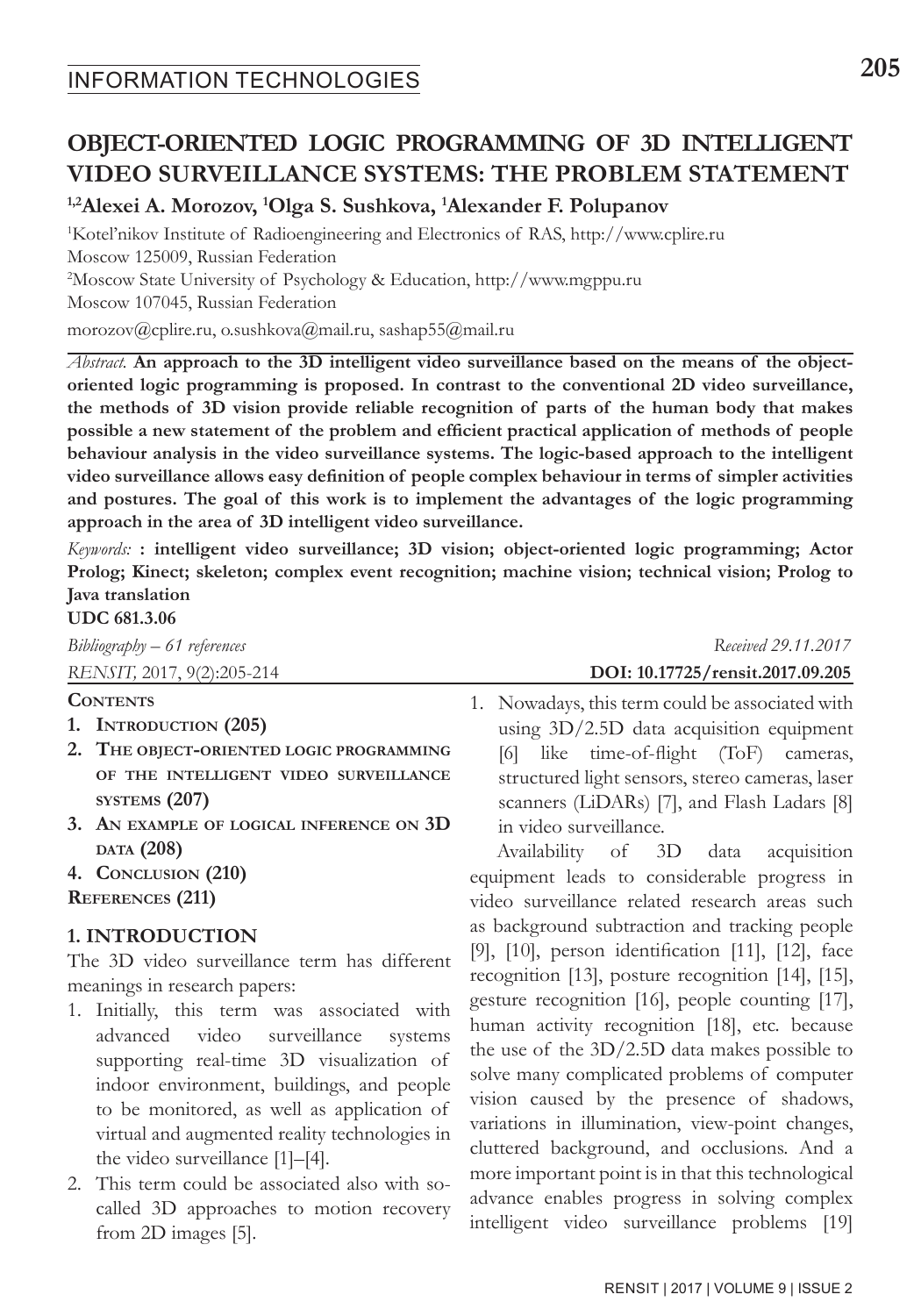# OBJECT-ORIENTED LOGIC PROGRAMMING OF 3D INTELLIGENT VIDEO SURVEILLANCE SYSTEMS: THE PROBLEM STATEMENT

**[1,2]Alexei A. Morozov, [1]Olga S. Sushkova, [1]Alexander F. Polupanov**

[1]Kotel'nikov Institute of Radioengineering and Electronics of RAS, http://www.cplire.ru
Moscow 125009, Russian Federation

[2]Moscow State University of Psychology & Education, http://www.mgppu.ru
Moscow 107045, Russian Federation

morozov@cplire.ru, o.sushkova@mail.ru, sashap55@mail.ru

*Abstract.* **An approach to the 3D intelligent video surveillance based on the means of the object-oriented logic programming is proposed. In contrast to the conventional 2D video surveillance, the methods of 3D vision provide reliable recognition of parts of the human body that makes possible a new statement of the problem and efficient practical application of methods of people behaviour analysis in the video surveillance systems. The logic-based approach to the intelligent video surveillance allows easy definition of people complex behaviour in terms of simpler activities and postures. The goal of this work is to implement the advantages of the logic programming approach in the area of 3D intelligent video surveillance.**

*Keywords:* **: intelligent video surveillance; 3D vision; object-oriented logic programming; Actor Prolog; Kinect; skeleton; complex event recognition; machine vision; technical vision; Prolog to Java translation**

**UDC 681.3.06**

*Bibliography – 61 references*

*Received 29.11.2017*

*RENSIT,* 2017, 9(2):205-214

**DOI: 10.17725/rensit.2017.09.205**

**Contents**

1. **Introduction (205)**
2. **The object-oriented logic programming of the intelligent video surveillance systems (207)**
3. **An example of logical inference on 3D data (208)**
4. **Conclusion (210)**

**References (211)**

## 1. INTRODUCTION

The 3D video surveillance term has different meanings in research papers:

1. Initially, this term was associated with advanced video surveillance systems supporting real-time 3D visualization of indoor environment, buildings, and people to be monitored, as well as application of virtual and augmented reality technologies in the video surveillance [1]–[4].
2. This term could be associated also with so-called 3D approaches to motion recovery from 2D images [5].
1. Nowadays, this term could be associated with using 3D/2.5D data acquisition equipment [6] like time-of-flight (ToF) cameras, structured light sensors, stereo cameras, laser scanners (LiDARs) [7], and Flash Ladars [8] in video surveillance.

Availability of 3D data acquisition equipment leads to considerable progress in video surveillance related research areas such as background subtraction and tracking people [9], [10], person identification [11], [12], face recognition [13], posture recognition [14], [15], gesture recognition [16], people counting [17], human activity recognition [18], etc. because the use of the 3D/2.5D data makes possible to solve many complicated problems of computer vision caused by the presence of shadows, variations in illumination, view-point changes, cluttered background, and occlusions. And a more important point is in that this technological advance enables progress in solving complex intelligent video surveillance problems [19]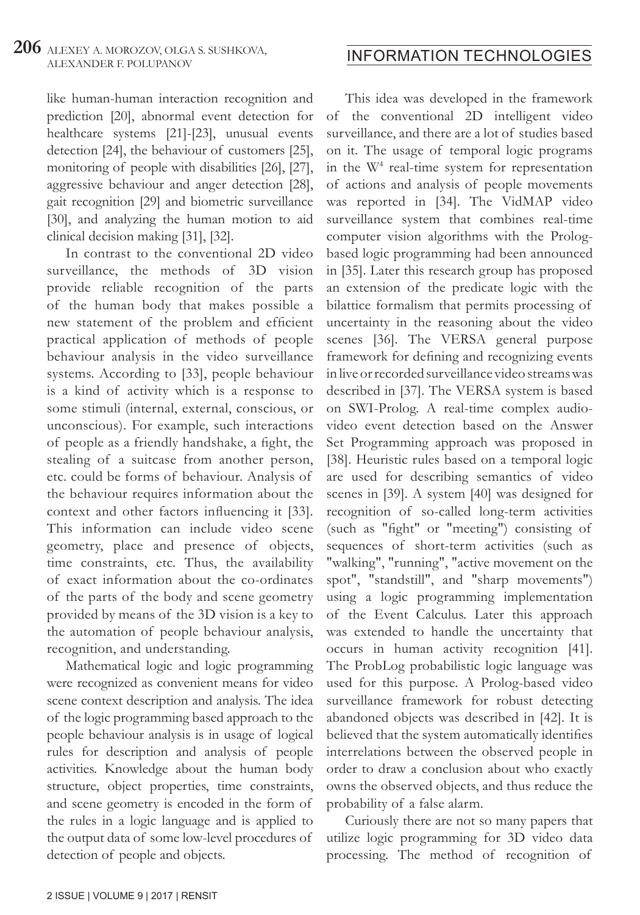like human-human interaction recognition and prediction [20], abnormal event detection for healthcare systems [21]-[23], unusual events detection [24], the behaviour of customers [25], monitoring of people with disabilities [26], [27], aggressive behaviour and anger detection [28], gait recognition [29] and biometric surveillance [30], and analyzing the human motion to aid clinical decision making [31], [32].

In contrast to the conventional 2D video surveillance, the methods of 3D vision provide reliable recognition of the parts of the human body that makes possible a new statement of the problem and efficient practical application of methods of people behaviour analysis in the video surveillance systems. According to [33], people behaviour is a kind of activity which is a response to some stimuli (internal, external, conscious, or unconscious). For example, such interactions of people as a friendly handshake, a fight, the stealing of a suitcase from another person, etc. could be forms of behaviour. Analysis of the behaviour requires information about the context and other factors influencing it [33]. This information can include video scene geometry, place and presence of objects, time constraints, etc. Thus, the availability of exact information about the co-ordinates of the parts of the body and scene geometry provided by means of the 3D vision is a key to the automation of people behaviour analysis, recognition, and understanding.

Mathematical logic and logic programming were recognized as convenient means for video scene context description and analysis. The idea of the logic programming based approach to the people behaviour analysis is in usage of logical rules for description and analysis of people activities. Knowledge about the human body structure, object properties, time constraints, and scene geometry is encoded in the form of the rules in a logic language and is applied to the output data of some low-level procedures of detection of people and objects.

This idea was developed in the framework of the conventional 2D intelligent video surveillance, and there are a lot of studies based on it. The usage of temporal logic programs in the $W^4$ real-time system for representation of actions and analysis of people movements was reported in [34]. The VidMAP video surveillance system that combines real-time computer vision algorithms with the Prolog-based logic programming had been announced in [35]. Later this research group has proposed an extension of the predicate logic with the bilattice formalism that permits processing of uncertainty in the reasoning about the video scenes [36]. The VERSA general purpose framework for defining and recognizing events in live or recorded surveillance video streams was described in [37]. The VERSA system is based on SWI-Prolog. A real-time complex audio-video event detection based on the Answer Set Programming approach was proposed in [38]. Heuristic rules based on a temporal logic are used for describing semantics of video scenes in [39]. A system [40] was designed for recognition of so-called long-term activities (such as "fight" or "meeting") consisting of sequences of short-term activities (such as "walking", "running", "active movement on the spot", "standstill", and "sharp movements") using a logic programming implementation of the Event Calculus. Later this approach was extended to handle the uncertainty that occurs in human activity recognition [41]. The ProbLog probabilistic logic language was used for this purpose. A Prolog-based video surveillance framework for robust detecting abandoned objects was described in [42]. It is believed that the system automatically identifies interrelations between the observed people in order to draw a conclusion about who exactly owns the observed objects, and thus reduce the probability of a false alarm.

Curiously there are not so many papers that utilize logic programming for 3D video data processing. The method of recognition of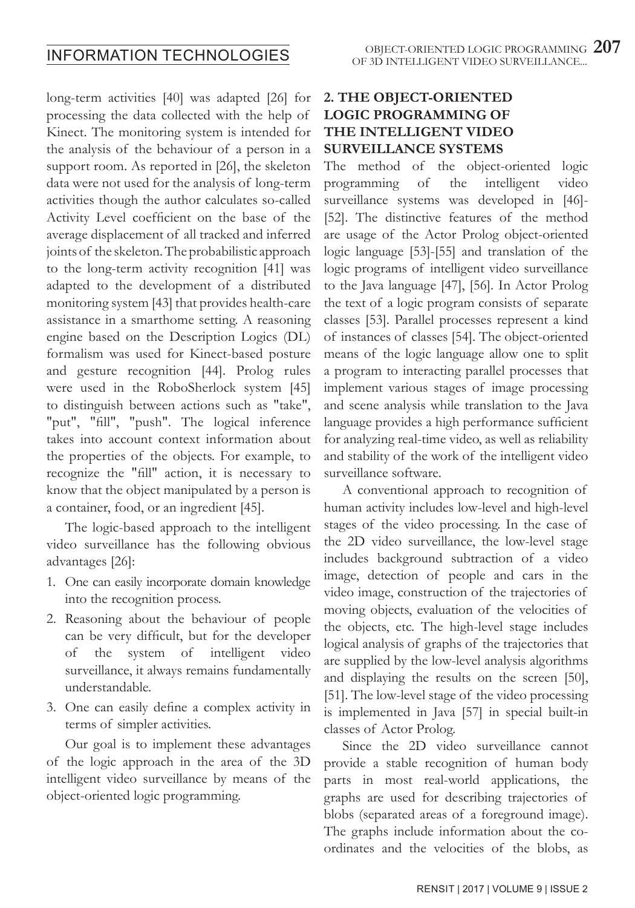long-term activities [40] was adapted [26] for processing the data collected with the help of Kinect. The monitoring system is intended for the analysis of the behaviour of a person in a support room. As reported in [26], the skeleton data were not used for the analysis of long-term activities though the author calculates so-called Activity Level coefficient on the base of the average displacement of all tracked and inferred joints of the skeleton. The probabilistic approach to the long-term activity recognition [41] was adapted to the development of a distributed monitoring system [43] that provides health-care assistance in a smarthome setting. A reasoning engine based on the Description Logics (DL) formalism was used for Kinect-based posture and gesture recognition [44]. Prolog rules were used in the RoboSherlock system [45] to distinguish between actions such as "take", "put", "fill", "push". The logical inference takes into account context information about the properties of the objects. For example, to recognize the "fill" action, it is necessary to know that the object manipulated by a person is a container, food, or an ingredient [45].

The logic-based approach to the intelligent video surveillance has the following obvious advantages [26]:

1. One can easily incorporate domain knowledge into the recognition process.
2. Reasoning about the behaviour of people can be very difficult, but for the developer of the system of intelligent video surveillance, it always remains fundamentally understandable.
3. One can easily define a complex activity in terms of simpler activities.

Our goal is to implement these advantages of the logic approach in the area of the 3D intelligent video surveillance by means of the object-oriented logic programming.

## 2. THE OBJECT-ORIENTED LOGIC PROGRAMMING OF THE INTELLIGENT VIDEO SURVEILLANCE SYSTEMS

The method of the object-oriented logic programming of the intelligent video surveillance systems was developed in [46]-[52]. The distinctive features of the method are usage of the Actor Prolog object-oriented logic language [53]-[55] and translation of the logic programs of intelligent video surveillance to the Java language [47], [56]. In Actor Prolog the text of a logic program consists of separate classes [53]. Parallel processes represent a kind of instances of classes [54]. The object-oriented means of the logic language allow one to split a program to interacting parallel processes that implement various stages of image processing and scene analysis while translation to the Java language provides a high performance sufficient for analyzing real-time video, as well as reliability and stability of the work of the intelligent video surveillance software.

A conventional approach to recognition of human activity includes low-level and high-level stages of the video processing. In the case of the 2D video surveillance, the low-level stage includes background subtraction of a video image, detection of people and cars in the video image, construction of the trajectories of moving objects, evaluation of the velocities of the objects, etc. The high-level stage includes logical analysis of graphs of the trajectories that are supplied by the low-level analysis algorithms and displaying the results on the screen [50], [51]. The low-level stage of the video processing is implemented in Java [57] in special built-in classes of Actor Prolog.

Since the 2D video surveillance cannot provide a stable recognition of human body parts in most real-world applications, the graphs are used for describing trajectories of blobs (separated areas of a foreground image). The graphs include information about the co-ordinates and the velocities of the blobs, as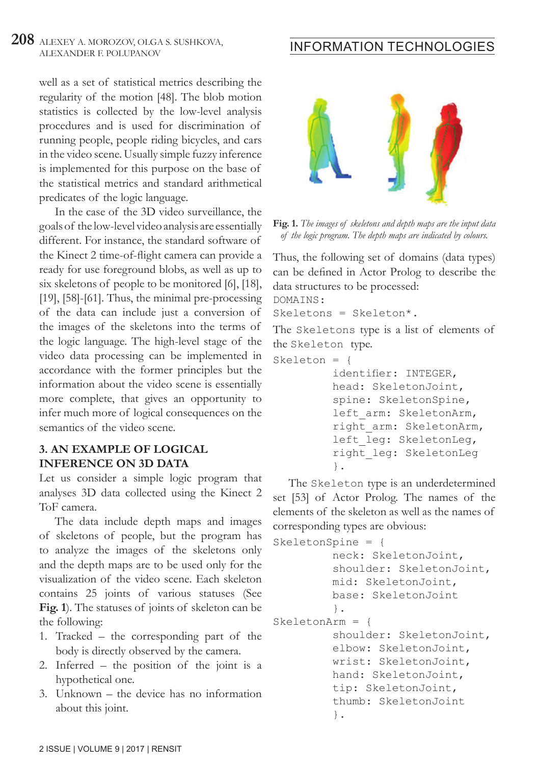well as a set of statistical metrics describing the regularity of the motion [48]. The blob motion statistics is collected by the low-level analysis procedures and is used for discrimination of running people, people riding bicycles, and cars in the video scene. Usually simple fuzzy inference is implemented for this purpose on the base of the statistical metrics and standard arithmetical predicates of the logic language.

In the case of the 3D video surveillance, the goals of the low-level video analysis are essentially different. For instance, the standard software of the Kinect 2 time-of-flight camera can provide a ready for use foreground blobs, as well as up to six skeletons of people to be monitored [6], [18], [19], [58]-[61]. Thus, the minimal pre-processing of the data can include just a conversion of the images of the skeletons into the terms of the logic language. The high-level stage of the video data processing can be implemented in accordance with the former principles but the information about the video scene is essentially more complete, that gives an opportunity to infer much more of logical consequences on the semantics of the video scene.

## 3. AN EXAMPLE OF LOGICAL INFERENCE ON 3D DATA

Let us consider a simple logic program that analyses 3D data collected using the Kinect 2 ToF camera.

The data include depth maps and images of skeletons of people, but the program has to analyze the images of the skeletons only and the depth maps are to be used only for the visualization of the video scene. Each skeleton contains 25 joints of various statuses (See **Fig. 1**). The statuses of joints of skeleton can be the following:

1. Tracked – the corresponding part of the body is directly observed by the camera.
2. Inferred – the position of the joint is a hypothetical one.
3. Unknown – the device has no information about this joint.

**Fig. 1.** *The images of skeletons and depth maps are the input data of the logic program. The depth maps are indicated by colours.*

Thus, the following set of domains (data types) can be defined in Actor Prolog to describe the data structures to be processed:

```
DOMAINS:
Skeletons = Skeleton*.
```

The `Skeletons` type is a list of elements of the `Skeleton` type.

```
Skeleton = {
        identifier: INTEGER,
        head: SkeletonJoint,
        spine: SkeletonSpine,
        left_arm: SkeletonArm,
        right_arm: SkeletonArm,
        left_leg: SkeletonLeg,
        right_leg: SkeletonLeg
        }.
```

The `Skeleton` type is an underdetermined set [53] of Actor Prolog. The names of the elements of the skeleton as well as the names of corresponding types are obvious:

```
SkeletonSpine = {
        neck: SkeletonJoint,
        shoulder: SkeletonJoint,
        mid: SkeletonJoint,
        base: SkeletonJoint
        }.
SkeletonArm = {
        shoulder: SkeletonJoint,
        elbow: SkeletonJoint,
        wrist: SkeletonJoint,
        hand: SkeletonJoint,
        tip: SkeletonJoint,
        thumb: SkeletonJoint
        }.
```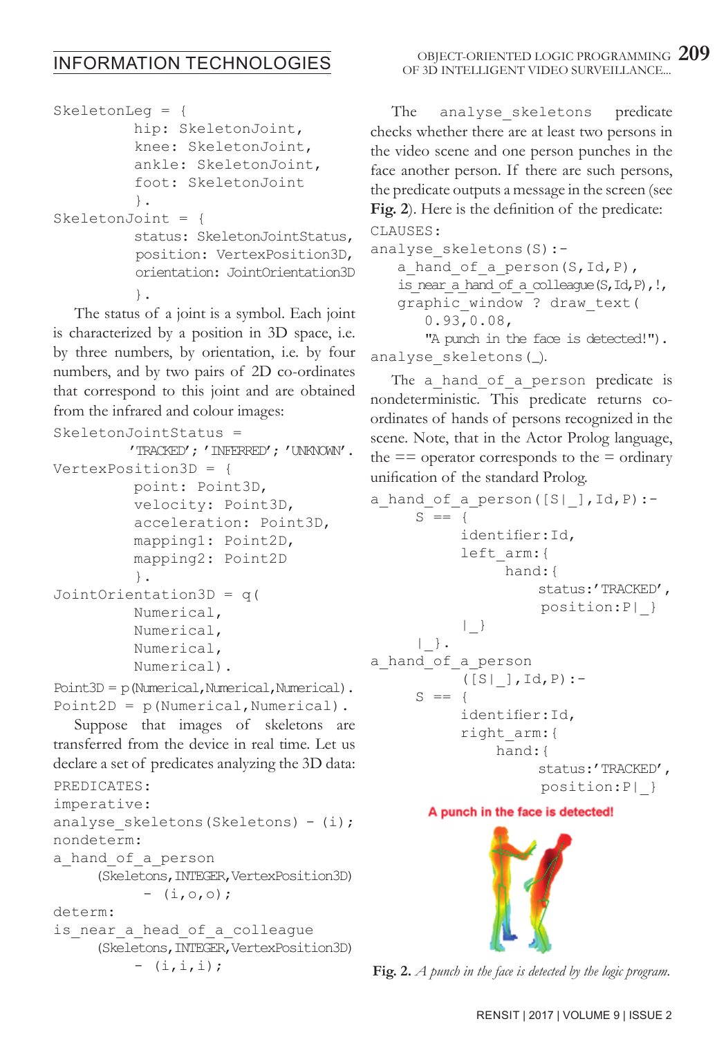```
SkeletonLeg = {
         hip: SkeletonJoint,
         knee: SkeletonJoint,
         ankle: SkeletonJoint,
         foot: SkeletonJoint
         }.
SkeletonJoint = {
         status: SkeletonJointStatus,
         position: VertexPosition3D,
         orientation: JointOrientation3D
         }.
```

The status of a joint is a symbol. Each joint is characterized by a position in 3D space, i.e. by three numbers, by orientation, i.e. by four numbers, and by two pairs of 2D co-ordinates that correspond to this joint and are obtained from the infrared and colour images:

```
SkeletonJointStatus =
        'TRACKED'; 'INFERRED'; 'UNKNOWN'.
VertexPosition3D = {
         point: Point3D,
         velocity: Point3D,
         acceleration: Point3D,
         mapping1: Point2D,
         mapping2: Point2D
         }.
JointOrientation3D = q(
         Numerical,
         Numerical,
         Numerical,
         Numerical).
Point3D = p(Numerical,Numerical,Numerical).
Point2D = p(Numerical,Numerical).
```

Suppose that images of skeletons are transferred from the device in real time. Let us declare a set of predicates analyzing the 3D data:

```
PREDICATES:
imperative:
analyse_skeletons(Skeletons) - (i);
nondeterm:
a_hand_of_a_person
     (Skeletons,INTEGER,VertexPosition3D)
          - (i,o,o);
determ:
is_near_a_head_of_a_colleague
     (Skeletons,INTEGER,VertexPosition3D)
         - (i,i,i);
```

The `analyse_skeletons` predicate checks whether there are at least two persons in the video scene and one person punches in the face another person. If there are such persons, the predicate outputs a message in the screen (see **Fig. 2**). Here is the definition of the predicate:

```
CLAUSES:
analyse_skeletons(S):-
   a_hand_of_a_person(S,Id,P),
   is_near_a_hand_of_a_colleague(S,Id,P),!,
   graphic_window ? draw_text(
      0.93,0.08,
      "A punch in the face is detected!").
analyse_skeletons(_).
```

The `a_hand_of_a_person` predicate is nondeterministic. This predicate returns co-ordinates of hands of persons recognized in the scene. Note, that in the Actor Prolog language, the == operator corresponds to the = ordinary unification of the standard Prolog.

```
a_hand_of_a_person([S|_],Id,P):-
      S == {
           identifier:Id,
           left_arm:{
                hand:{
                    status:'TRACKED',
                    position:P|_}
           |_}
      |_}.
a_hand_of_a_person
          ([S|_],Id,P):-
      S == {
           identifier:Id,
           right_arm:{
               hand:{
                    status:'TRACKED',
                    position:P|_}
```

**Fig. 2.** *A punch in the face is detected by the logic program.*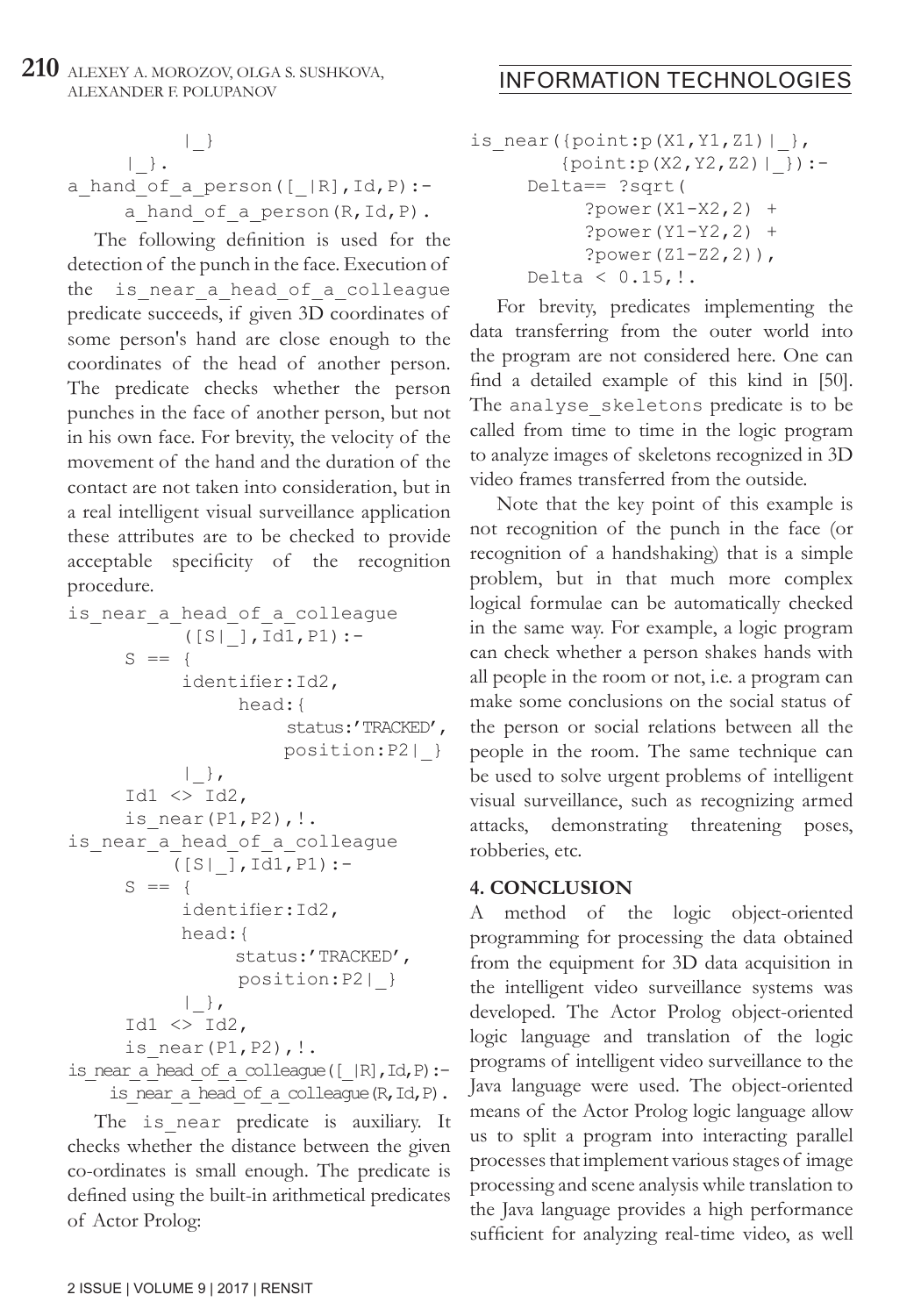```
        |_}
    |_}.
a_hand_of_a_person([_|R],Id,P):-
    a_hand_of_a_person(R,Id,P).
```

The following definition is used for the detection of the punch in the face. Execution of the `is_near_a_head_of_a_colleague` predicate succeeds, if given 3D coordinates of some person's hand are close enough to the coordinates of the head of another person. The predicate checks whether the person punches in the face of another person, but not in his own face. For brevity, the velocity of the movement of the hand and the duration of the contact are not taken into consideration, but in a real intelligent visual surveillance application these attributes are to be checked to provide acceptable specificity of the recognition procedure.

```
is_near_a_head_of_a_colleague
        ([S|_],Id1,P1):-
    S == {
        identifier:Id2,
            head:{
                status:'TRACKED',
                position:P2|_}
        |_},
    Id1 <> Id2,
    is_near(P1,P2),!.
is_near_a_head_of_a_colleague
        ([S|_],Id1,P1):-
    S == {
        identifier:Id2,
        head:{
            status:'TRACKED',
            position:P2|_}
        |_},
    Id1 <> Id2,
    is_near(P1,P2),!.
is_near_a_head_of_a_colleague([_|R],Id,P):-
    is_near_a_head_of_a_colleague(R,Id,P).
```

The `is_near` predicate is auxiliary. It checks whether the distance between the given co-ordinates is small enough. The predicate is defined using the built-in arithmetical predicates of Actor Prolog:

```
is_near({point:p(X1,Y1,Z1)|_},
        {point:p(X2,Y2,Z2)|_}):-
    Delta== ?sqrt(
        ?power(X1-X2,2) +
        ?power(Y1-Y2,2) +
        ?power(Z1-Z2,2)),
    Delta < 0.15,!.
```

For brevity, predicates implementing the data transferring from the outer world into the program are not considered here. One can find a detailed example of this kind in [50]. The `analyse_skeletons` predicate is to be called from time to time in the logic program to analyze images of skeletons recognized in 3D video frames transferred from the outside.

Note that the key point of this example is not recognition of the punch in the face (or recognition of a handshaking) that is a simple problem, but in that much more complex logical formulae can be automatically checked in the same way. For example, a logic program can check whether a person shakes hands with all people in the room or not, i.e. a program can make some conclusions on the social status of the person or social relations between all the people in the room. The same technique can be used to solve urgent problems of intelligent visual surveillance, such as recognizing armed attacks, demonstrating threatening poses, robberies, etc.

## 4. CONCLUSION

A method of the logic object-oriented programming for processing the data obtained from the equipment for 3D data acquisition in the intelligent video surveillance systems was developed. The Actor Prolog object-oriented logic language and translation of the logic programs of intelligent video surveillance to the Java language were used. The object-oriented means of the Actor Prolog logic language allow us to split a program into interacting parallel processes that implement various stages of image processing and scene analysis while translation to the Java language provides a high performance sufficient for analyzing real-time video, as well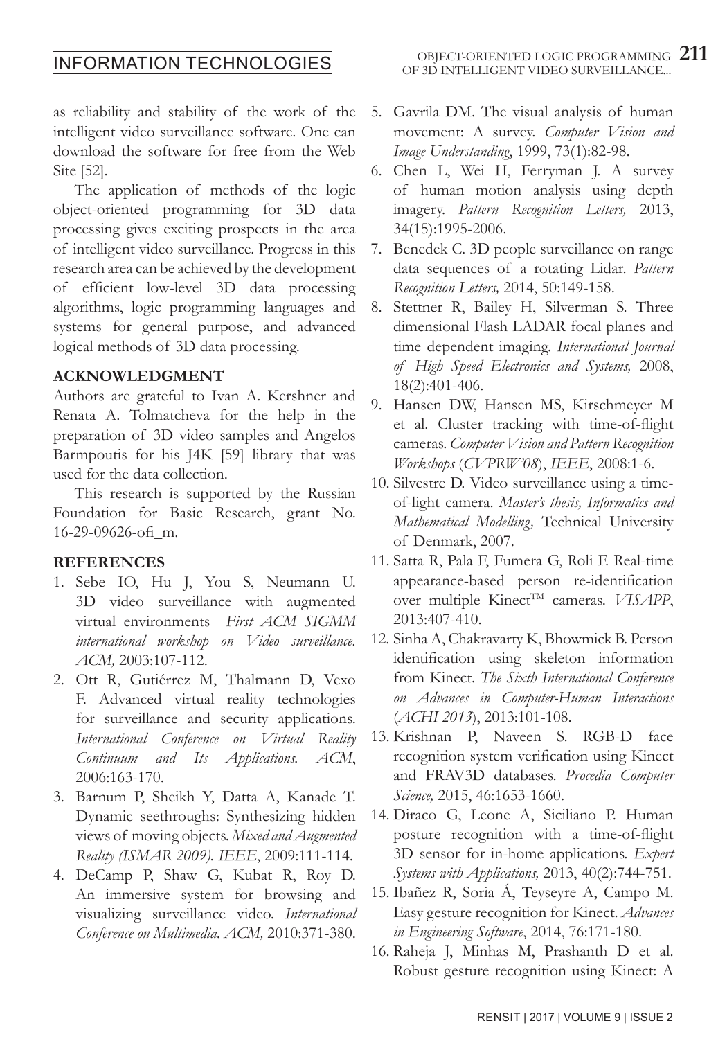as reliability and stability of the work of the intelligent video surveillance software. One can download the software for free from the Web Site [52].

The application of methods of the logic object-oriented programming for 3D data processing gives exciting prospects in the area of intelligent video surveillance. Progress in this research area can be achieved by the development of efficient low-level 3D data processing algorithms, logic programming languages and systems for general purpose, and advanced logical methods of 3D data processing.

## ACKNOWLEDGMENT

Authors are grateful to Ivan A. Kershner and Renata A. Tolmatcheva for the help in the preparation of 3D video samples and Angelos Barmpoutis for his J4K [59] library that was used for the data collection.

This research is supported by the Russian Foundation for Basic Research, grant No. 16-29-09626-ofi_m.

## REFERENCES

1. Sebe IO, Hu J, You S, Neumann U. 3D video surveillance with augmented virtual environments *First ACM SIGMM international workshop on Video surveillance. ACM,* 2003:107-112.
2. Ott R, Gutiérrez M, Thalmann D, Vexo F. Advanced virtual reality technologies for surveillance and security applications. *International Conference on Virtual Reality Continuum and Its Applications. ACM*, 2006:163-170.
3. Barnum P, Sheikh Y, Datta A, Kanade T. Dynamic seethroughs: Synthesizing hidden views of moving objects. *Mixed and Augmented Reality (ISMAR 2009). IEEE*, 2009:111-114.
4. DeCamp P, Shaw G, Kubat R, Roy D. An immersive system for browsing and visualizing surveillance video. *International Conference on Multimedia. ACM,* 2010:371-380.
5. Gavrila DM. The visual analysis of human movement: A survey. *Computer Vision and Image Understanding*, 1999, 73(1):82-98.
6. Chen L, Wei H, Ferryman J. A survey of human motion analysis using depth imagery. *Pattern Recognition Letters,* 2013, 34(15):1995-2006.
7. Benedek C. 3D people surveillance on range data sequences of a rotating Lidar. *Pattern Recognition Letters,* 2014, 50:149-158.
8. Stettner R, Bailey H, Silverman S. Three dimensional Flash LADAR focal planes and time dependent imaging. *International Journal of High Speed Electronics and Systems,* 2008, 18(2):401-406.
9. Hansen DW, Hansen MS, Kirschmeyer M et al. Cluster tracking with time-of-flight cameras. *Computer Vision and Pattern Recognition Workshops* (*CVPRW'08*), *IEEE*, 2008:1-6.
10. Silvestre D. Video surveillance using a time-of-light camera. *Master's thesis, Informatics and Mathematical Modelling,* Technical University of Denmark, 2007.
11. Satta R, Pala F, Fumera G, Roli F. Real-time appearance-based person re-identification over multiple Kinect™ cameras. *VISAPP*, 2013:407-410.
12. Sinha A, Chakravarty K, Bhowmick B. Person identification using skeleton information from Kinect. *The Sixth International Conference on Advances in Computer-Human Interactions* (*ACHI 2013*), 2013:101-108.
13. Krishnan P, Naveen S. RGB-D face recognition system verification using Kinect and FRAV3D databases. *Procedia Computer Science,* 2015, 46:1653-1660.
14. Diraco G, Leone A, Siciliano P. Human posture recognition with a time-of-flight 3D sensor for in-home applications. *Expert Systems with Applications,* 2013, 40(2):744-751.
15. Ibañez R, Soria Á, Teyseyre A, Campo M. Easy gesture recognition for Kinect. *Advances in Engineering Software*, 2014, 76:171-180.
16. Raheja J, Minhas M, Prashanth D et al. Robust gesture recognition using Kinect: A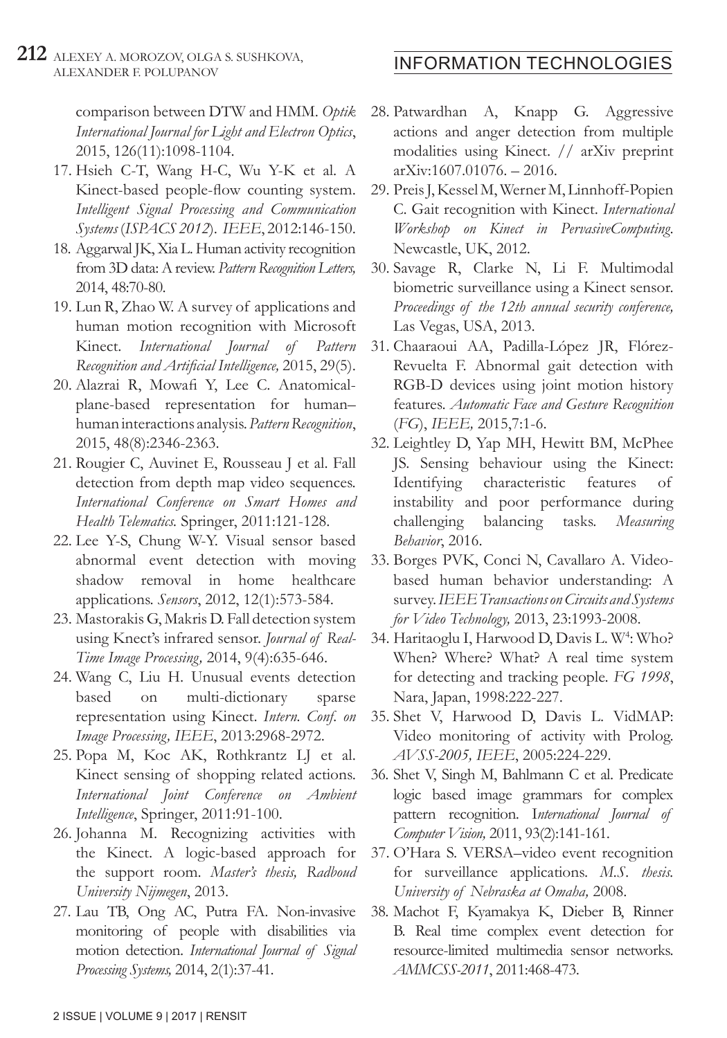comparison between DTW and HMM. *Optik International Journal for Light and Electron Optics*, 2015, 126(11):1098-1104.

17. Hsieh C-T, Wang H-C, Wu Y-K et al. A Kinect-based people-flow counting system. *Intelligent Signal Processing and Communication Systems* (*ISPACS 2012*). *IEEE*, 2012:146-150.
18. Aggarwal JK, Xia L. Human activity recognition from 3D data: A review. *Pattern Recognition Letters,* 2014, 48:70-80.
19. Lun R, Zhao W. A survey of applications and human motion recognition with Microsoft Kinect. *International Journal of Pattern Recognition and Artificial Intelligence,* 2015, 29(5).
20. Alazrai R, Mowafi Y, Lee C. Anatomical-plane-based representation for human–human interactions analysis. *Pattern Recognition*, 2015, 48(8):2346-2363.
21. Rougier C, Auvinet E, Rousseau J et al. Fall detection from depth map video sequences. *International Conference on Smart Homes and Health Telematics.* Springer, 2011:121-128.
22. Lee Y-S, Chung W-Y. Visual sensor based abnormal event detection with moving shadow removal in home healthcare applications. *Sensors*, 2012, 12(1):573-584.
23. Mastorakis G, Makris D. Fall detection system using Knect's infrared sensor. *Journal of Real-Time Image Processing,* 2014, 9(4):635-646.
24. Wang C, Liu H. Unusual events detection based on multi-dictionary sparse representation using Kinect. *Intern. Conf. on Image Processing, IEEE*, 2013:2968-2972.
25. Popa M, Koc AK, Rothkrantz LJ et al. Kinect sensing of shopping related actions. *International Joint Conference on Ambient Intelligence*, Springer, 2011:91-100.
26. Johanna M. Recognizing activities with the Kinect. A logic-based approach for the support room. *Master's thesis, Radboud University Nijmegen*, 2013.
27. Lau TB, Ong AC, Putra FA. Non-invasive monitoring of people with disabilities via motion detection. *International Journal of Signal Processing Systems,* 2014, 2(1):37-41.
28. Patwardhan A, Knapp G. Aggressive actions and anger detection from multiple modalities using Kinect. // arXiv preprint arXiv:1607.01076. – 2016.
29. Preis J, Kessel M, Werner M, Linnhoff-Popien C. Gait recognition with Kinect. *International Workshop on Kinect in PervasiveComputing.* Newcastle, UK, 2012.
30. Savage R, Clarke N, Li F. Multimodal biometric surveillance using a Kinect sensor. *Proceedings of the 12th annual security conference,* Las Vegas, USA, 2013.
31. Chaaraoui AA, Padilla-López JR, Flórez-Revuelta F. Abnormal gait detection with RGB-D devices using joint motion history features. *Automatic Face and Gesture Recognition* (*FG*), *IEEE,* 2015,7:1-6.
32. Leightley D, Yap MH, Hewitt BM, McPhee JS. Sensing behaviour using the Kinect: Identifying characteristic features of instability and poor performance during challenging balancing tasks. *Measuring Behavior*, 2016.
33. Borges PVK, Conci N, Cavallaro A. Video-based human behavior understanding: A survey. *IEEE Transactions on Circuits and Systems for Video Technology,* 2013, 23:1993-2008.
34. Haritaoglu I, Harwood D, Davis L. W[4]: Who? When? Where? What? A real time system for detecting and tracking people. *FG 1998*, Nara, Japan, 1998:222-227.
35. Shet V, Harwood D, Davis L. VidMAP: Video monitoring of activity with Prolog. *AVSS-2005, IEEE*, 2005:224-229.
36. Shet V, Singh M, Bahlmann C et al. Predicate logic based image grammars for complex pattern recognition. I*nternational Journal of Computer Vision,* 2011, 93(2):141-161.
37. O'Hara S. VERSA–video event recognition for surveillance applications. *M.S. thesis. University of Nebraska at Omaha,* 2008.
38. Machot F, Kyamakya K, Dieber B, Rinner B. Real time complex event detection for resource-limited multimedia sensor networks. *AMMCSS-2011*, 2011:468-473.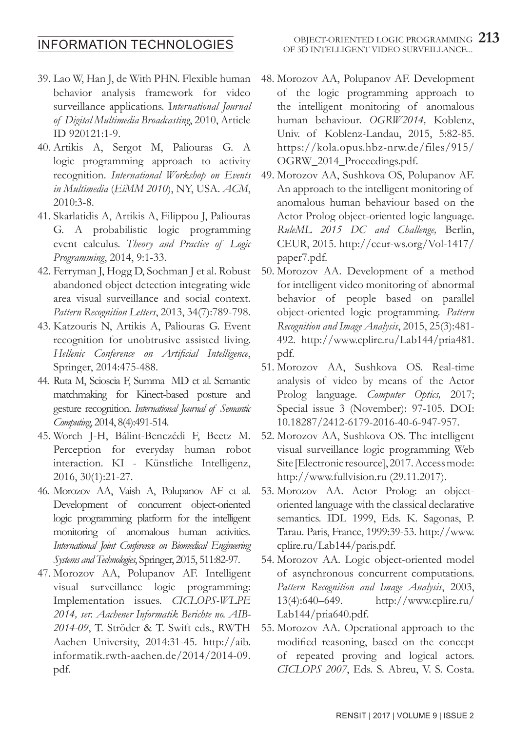39. Lao W, Han J, de With PHN. Flexible human behavior analysis framework for video surveillance applications. I*nternational Journal of Digital Multimedia Broadcasting*, 2010, Article ID 920121:1-9.
40. Artikis A, Sergot M, Paliouras G. A logic programming approach to activity recognition. *International Workshop on Events in Multimedia* (*EiMM 2010*), NY, USA. *ACM*, 2010:3-8.
41. Skarlatidis A, Artikis A, Filippou J, Paliouras G. A probabilistic logic programming event calculus. *Theory and Practice of Logic Programming*, 2014, 9:1-33.
42. Ferryman J, Hogg D, Sochman J et al. Robust abandoned object detection integrating wide area visual surveillance and social context. *Pattern Recognition Letters*, 2013, 34(7):789-798.
43. Katzouris N, Artikis A, Paliouras G. Event recognition for unobtrusive assisted living. *Hellenic Conference on Artificial Intelligence*, Springer, 2014:475-488.
44. Ruta M, Scioscia F, Summa MD et al. Semantic matchmaking for Kinect-based posture and gesture recognition. *International Journal of Semantic Computing*, 2014, 8(4):491-514.
45. Worch J-H, Bálint-Benczédi F, Beetz M. Perception for everyday human robot interaction. KI - Künstliche Intelligenz, 2016, 30(1):21-27.
46. Morozov AA, Vaish A, Polupanov AF et al. Development of concurrent object-oriented logic programming platform for the intelligent monitoring of anomalous human activities. *International Joint Conference on Biomedical Engineering Systems and Technologies*, Springer, 2015, 511:82-97.
47. Morozov AA, Polupanov AF. Intelligent visual surveillance logic programming: Implementation issues. *CICLOPS-WLPE 2014, ser. Aachener Informatik Berichte no. AIB-2014-09*, T. Ströder & T. Swift eds., RWTH Aachen University, 2014:31-45. http://aib.informatik.rwth-aachen.de/2014/2014-09.pdf.
48. Morozov AA, Polupanov AF. Development of the logic programming approach to the intelligent monitoring of anomalous human behaviour. *OGRW2014,* Koblenz, Univ. of Koblenz-Landau, 2015, 5:82-85. https://kola.opus.hbz-nrw.de/files/915/OGRW_2014_Proceedings.pdf.
49. Morozov AA, Sushkova OS, Polupanov AF. An approach to the intelligent monitoring of anomalous human behaviour based on the Actor Prolog object-oriented logic language. *RuleML 2015 DC and Challenge,* Berlin, CEUR, 2015. http://ceur-ws.org/Vol-1417/paper7.pdf.
50. Morozov AA. Development of a method for intelligent video monitoring of abnormal behavior of people based on parallel object-oriented logic programming. *Pattern Recognition and Image Analysis*, 2015, 25(3):481-492. http://www.cplire.ru/Lab144/pria481.pdf.
51. Morozov AA, Sushkova OS. Real-time analysis of video by means of the Actor Prolog language. *Computer Optics,* 2017; Special issue 3 (November): 97-105. DOI: 10.18287/2412-6179-2016-40-6-947-957.
52. Morozov AA, Sushkova OS. The intelligent visual surveillance logic programming Web Site [Electronic resource], 2017. Access mode: http://www.fullvision.ru (29.11.2017).
53. Morozov AA. Actor Prolog: an object-oriented language with the classical declarative semantics. IDL 1999, Eds. K. Sagonas, P. Tarau. Paris, France, 1999:39-53. http://www.cplire.ru/Lab144/paris.pdf.
54. Morozov AA. Logic object-oriented model of asynchronous concurrent computations. *Pattern Recognition and Image Analysis*, 2003, 13(4):640–649. http://www.cplire.ru/Lab144/pria640.pdf.
55. Morozov AA. Operational approach to the modified reasoning, based on the concept of repeated proving and logical actors. *CICLOPS 2007*, Eds. S. Abreu, V. S. Costa.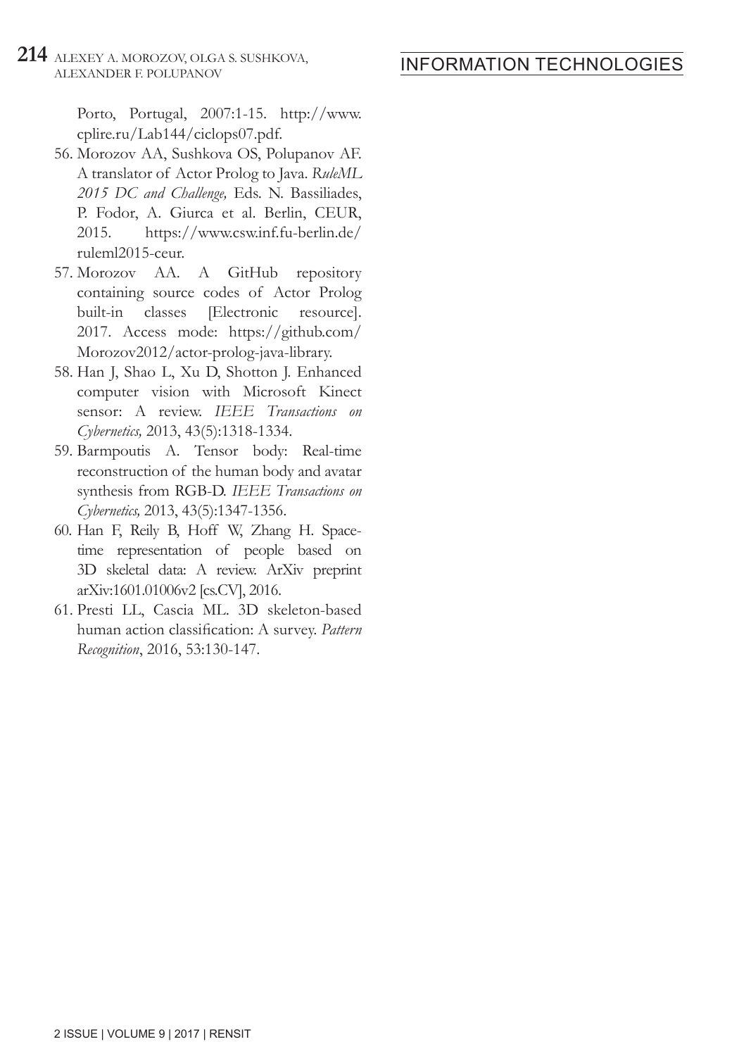Porto, Portugal, 2007:1-15. http://www.cplire.ru/Lab144/ciclops07.pdf.

56. Morozov AA, Sushkova OS, Polupanov AF. A translator of Actor Prolog to Java. *RuleML 2015 DC and Challenge,* Eds. N. Bassiliades, P. Fodor, A. Giurca et al. Berlin, CEUR, 2015. https://www.csw.inf.fu-berlin.de/ruleml2015-ceur.
57. Morozov AA. A GitHub repository containing source codes of Actor Prolog built-in classes [Electronic resource]. 2017. Access mode: https://github.com/Morozov2012/actor-prolog-java-library.
58. Han J, Shao L, Xu D, Shotton J. Enhanced computer vision with Microsoft Kinect sensor: A review. *IEEE Transactions on Cybernetics,* 2013, 43(5):1318-1334.
59. Barmpoutis A. Tensor body: Real-time reconstruction of the human body and avatar synthesis from RGB-D. *IEEE Transactions on Cybernetics,* 2013, 43(5):1347-1356.
60. Han F, Reily B, Hoff W, Zhang H. Space-time representation of people based on 3D skeletal data: A review. ArXiv preprint arXiv:1601.01006v2 [cs.CV], 2016.
61. Presti LL, Cascia ML. 3D skeleton-based human action classification: A survey. *Pattern Recognition*, 2016, 53:130-147.